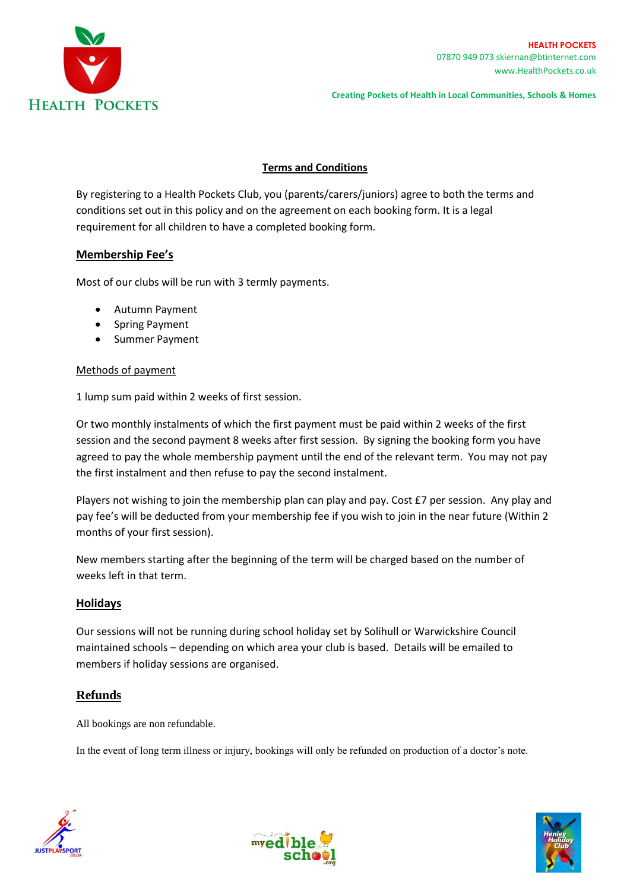HEALTH POCKETS

HEALTH POCKETS
07870 949 073 skiernan@btinternet.com
www.HealthPockets.co.uk

**Creating Pockets of Health in Local Communities, Schools & Homes**

# Terms and Conditions

By registering to a Health Pockets Club, you (parents/carers/juniors) agree to both the terms and conditions set out in this policy and on the agreement on each booking form. It is a legal requirement for all children to have a completed booking form.

## Membership Fee's

Most of our clubs will be run with 3 termly payments.

- Autumn Payment
- Spring Payment
- Summer Payment

### Methods of payment

1 lump sum paid within 2 weeks of first session.

Or two monthly instalments of which the first payment must be paid within 2 weeks of the first session and the second payment 8 weeks after first session. By signing the booking form you have agreed to pay the whole membership payment until the end of the relevant term. You may not pay the first instalment and then refuse to pay the second instalment.

Players not wishing to join the membership plan can play and pay. Cost £7 per session. Any play and pay fee's will be deducted from your membership fee if you wish to join in the near future (Within 2 months of your first session).

New members starting after the beginning of the term will be charged based on the number of weeks left in that term.

## Holidays

Our sessions will not be running during school holiday set by Solihull or Warwickshire Council maintained schools – depending on which area your club is based. Details will be emailed to members if holiday sessions are organised.

## Refunds

All bookings are non refundable.

In the event of long term illness or injury, bookings will only be refunded on production of a doctor's note.

JUSTPLAYSPORT.CO.UK

myedibleschool.org

Henley Holiday Club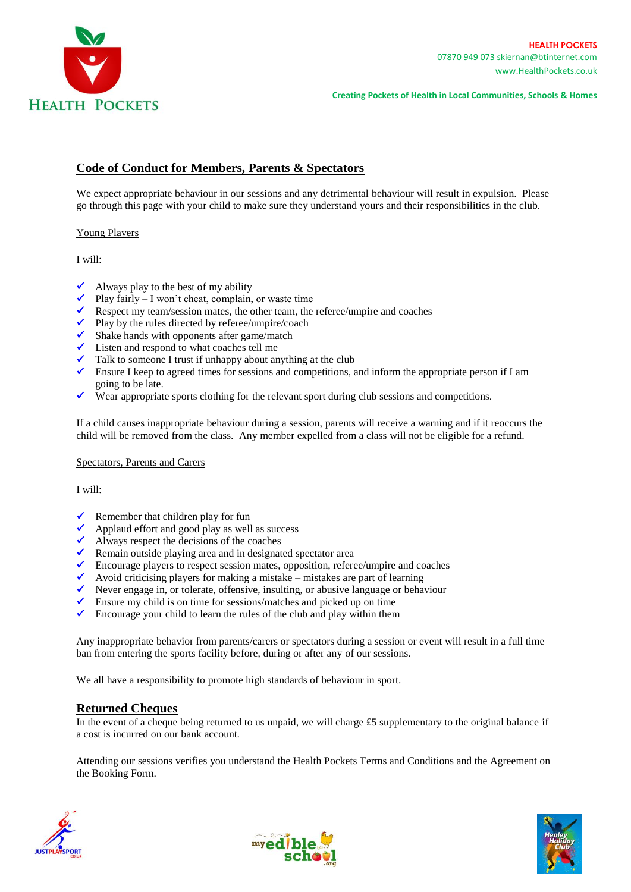**HEALTH POCKETS**
07870 949 073 skiernan@btinternet.com
www.HealthPockets.co.uk

**Creating Pockets of Health in Local Communities, Schools & Homes**

## Code of Conduct for Members, Parents & Spectators

We expect appropriate behaviour in our sessions and any detrimental behaviour will result in expulsion. Please go through this page with your child to make sure they understand yours and their responsibilities in the club.

### Young Players

I will:

- ✓ Always play to the best of my ability
- ✓ Play fairly – I won't cheat, complain, or waste time
- ✓ Respect my team/session mates, the other team, the referee/umpire and coaches
- ✓ Play by the rules directed by referee/umpire/coach
- ✓ Shake hands with opponents after game/match
- ✓ Listen and respond to what coaches tell me
- ✓ Talk to someone I trust if unhappy about anything at the club
- ✓ Ensure I keep to agreed times for sessions and competitions, and inform the appropriate person if I am going to be late.
- ✓ Wear appropriate sports clothing for the relevant sport during club sessions and competitions.

If a child causes inappropriate behaviour during a session, parents will receive a warning and if it reoccurs the child will be removed from the class. Any member expelled from a class will not be eligible for a refund.

### Spectators, Parents and Carers

I will:

- ✓ Remember that children play for fun
- ✓ Applaud effort and good play as well as success
- ✓ Always respect the decisions of the coaches
- ✓ Remain outside playing area and in designated spectator area
- ✓ Encourage players to respect session mates, opposition, referee/umpire and coaches
- ✓ Avoid criticising players for making a mistake – mistakes are part of learning
- ✓ Never engage in, or tolerate, offensive, insulting, or abusive language or behaviour
- ✓ Ensure my child is on time for sessions/matches and picked up on time
- ✓ Encourage your child to learn the rules of the club and play within them

Any inappropriate behavior from parents/carers or spectators during a session or event will result in a full time ban from entering the sports facility before, during or after any of our sessions.

We all have a responsibility to promote high standards of behaviour in sport.

## Returned Cheques

In the event of a cheque being returned to us unpaid, we will charge £5 supplementary to the original balance if a cost is incurred on our bank account.

Attending our sessions verifies you understand the Health Pockets Terms and Conditions and the Agreement on the Booking Form.